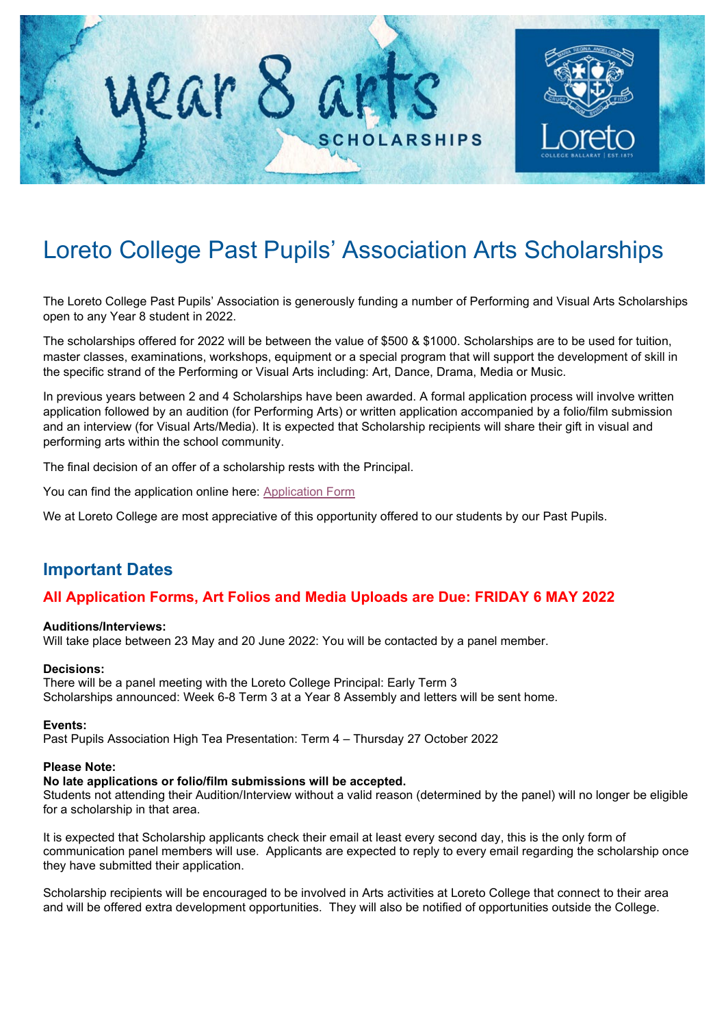# Loreto College Past Pupils' Association Arts Scholarships

The Loreto College Past Pupils' Association is generously funding a number of Performing and Visual Arts Scholarships open to any Year 8 student in 2022.

The scholarships offered for 2022 will be between the value of $500 & $1000. Scholarships are to be used for tuition, master classes, examinations, workshops, equipment or a special program that will support the development of skill in the specific strand of the Performing or Visual Arts including: Art, Dance, Drama, Media or Music.

In previous years between 2 and 4 Scholarships have been awarded. A formal application process will involve written application followed by an audition (for Performing Arts) or written application accompanied by a folio/film submission and an interview (for Visual Arts/Media). It is expected that Scholarship recipients will share their gift in visual and performing arts within the school community.

The final decision of an offer of a scholarship rests with the Principal.

You can find the application online here: Application Form

We at Loreto College are most appreciative of this opportunity offered to our students by our Past Pupils.

## Important Dates

### All Application Forms, Art Folios and Media Uploads are Due: FRIDAY 6 MAY 2022

**Auditions/Interviews:**
Will take place between 23 May and 20 June 2022: You will be contacted by a panel member.

**Decisions:**
There will be a panel meeting with the Loreto College Principal: Early Term 3
Scholarships announced: Week 6-8 Term 3 at a Year 8 Assembly and letters will be sent home.

**Events:**
Past Pupils Association High Tea Presentation: Term 4 – Thursday 27 October 2022

**Please Note:**
**No late applications or folio/film submissions will be accepted.**
Students not attending their Audition/Interview without a valid reason (determined by the panel) will no longer be eligible for a scholarship in that area.

It is expected that Scholarship applicants check their email at least every second day, this is the only form of communication panel members will use. Applicants are expected to reply to every email regarding the scholarship once they have submitted their application.

Scholarship recipients will be encouraged to be involved in Arts activities at Loreto College that connect to their area and will be offered extra development opportunities. They will also be notified of opportunities outside the College.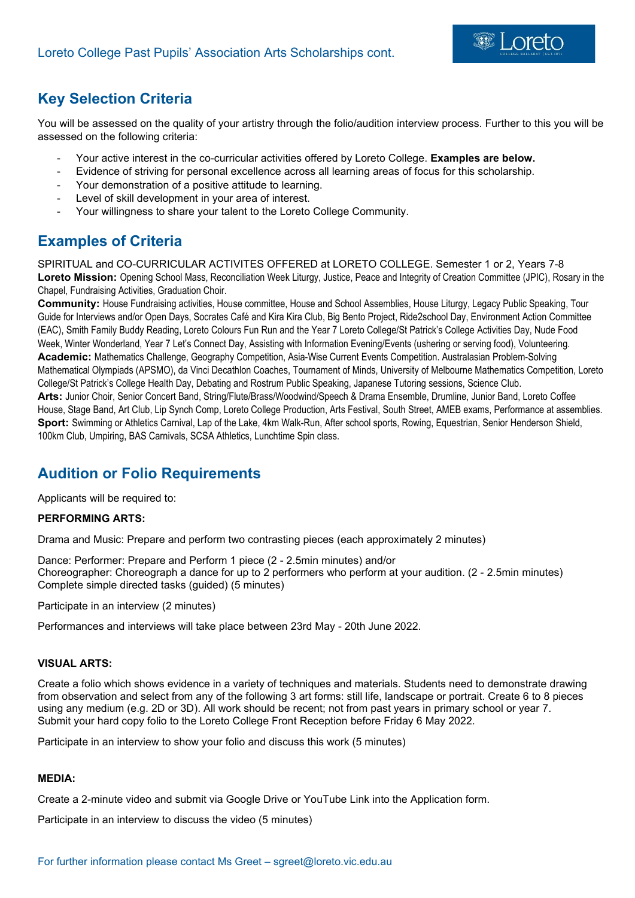## Key Selection Criteria

You will be assessed on the quality of your artistry through the folio/audition interview process. Further to this you will be assessed on the following criteria:

- Your active interest in the co-curricular activities offered by Loreto College. **Examples are below.**
- Evidence of striving for personal excellence across all learning areas of focus for this scholarship.
- Your demonstration of a positive attitude to learning.
- Level of skill development in your area of interest.
- Your willingness to share your talent to the Loreto College Community.

## Examples of Criteria

SPIRITUAL and CO-CURRICULAR ACTIVITES OFFERED at LORETO COLLEGE. Semester 1 or 2, Years 7-8

**Loreto Mission:** Opening School Mass, Reconciliation Week Liturgy, Justice, Peace and Integrity of Creation Committee (JPIC), Rosary in the Chapel, Fundraising Activities, Graduation Choir.

**Community:** House Fundraising activities, House committee, House and School Assemblies, House Liturgy, Legacy Public Speaking, Tour Guide for Interviews and/or Open Days, Socrates Café and Kira Kira Club, Big Bento Project, Ride2school Day, Environment Action Committee (EAC), Smith Family Buddy Reading, Loreto Colours Fun Run and the Year 7 Loreto College/St Patrick's College Activities Day, Nude Food Week, Winter Wonderland, Year 7 Let's Connect Day, Assisting with Information Evening/Events (ushering or serving food), Volunteering.

**Academic:** Mathematics Challenge, Geography Competition, Asia-Wise Current Events Competition. Australasian Problem-Solving Mathematical Olympiads (APSMO), da Vinci Decathlon Coaches, Tournament of Minds, University of Melbourne Mathematics Competition, Loreto College/St Patrick's College Health Day, Debating and Rostrum Public Speaking, Japanese Tutoring sessions, Science Club.

**Arts:** Junior Choir, Senior Concert Band, String/Flute/Brass/Woodwind/Speech & Drama Ensemble, Drumline, Junior Band, Loreto Coffee House, Stage Band, Art Club, Lip Synch Comp, Loreto College Production, Arts Festival, South Street, AMEB exams, Performance at assemblies.

**Sport:** Swimming or Athletics Carnival, Lap of the Lake, 4km Walk-Run, After school sports, Rowing, Equestrian, Senior Henderson Shield, 100km Club, Umpiring, BAS Carnivals, SCSA Athletics, Lunchtime Spin class.

## Audition or Folio Requirements

Applicants will be required to:

**PERFORMING ARTS:**

Drama and Music: Prepare and perform two contrasting pieces (each approximately 2 minutes)

Dance: Performer: Prepare and Perform 1 piece (2 - 2.5min minutes) and/or
Choreographer: Choreograph a dance for up to 2 performers who perform at your audition. (2 - 2.5min minutes)
Complete simple directed tasks (guided) (5 minutes)

Participate in an interview (2 minutes)

Performances and interviews will take place between 23rd May - 20th June 2022.

**VISUAL ARTS:**

Create a folio which shows evidence in a variety of techniques and materials. Students need to demonstrate drawing from observation and select from any of the following 3 art forms: still life, landscape or portrait. Create 6 to 8 pieces using any medium (e.g. 2D or 3D). All work should be recent; not from past years in primary school or year 7. Submit your hard copy folio to the Loreto College Front Reception before Friday 6 May 2022.

Participate in an interview to show your folio and discuss this work (5 minutes)

**MEDIA:**

Create a 2-minute video and submit via Google Drive or YouTube Link into the Application form.

Participate in an interview to discuss the video (5 minutes)

For further information please contact Ms Greet – sgreet@loreto.vic.edu.au